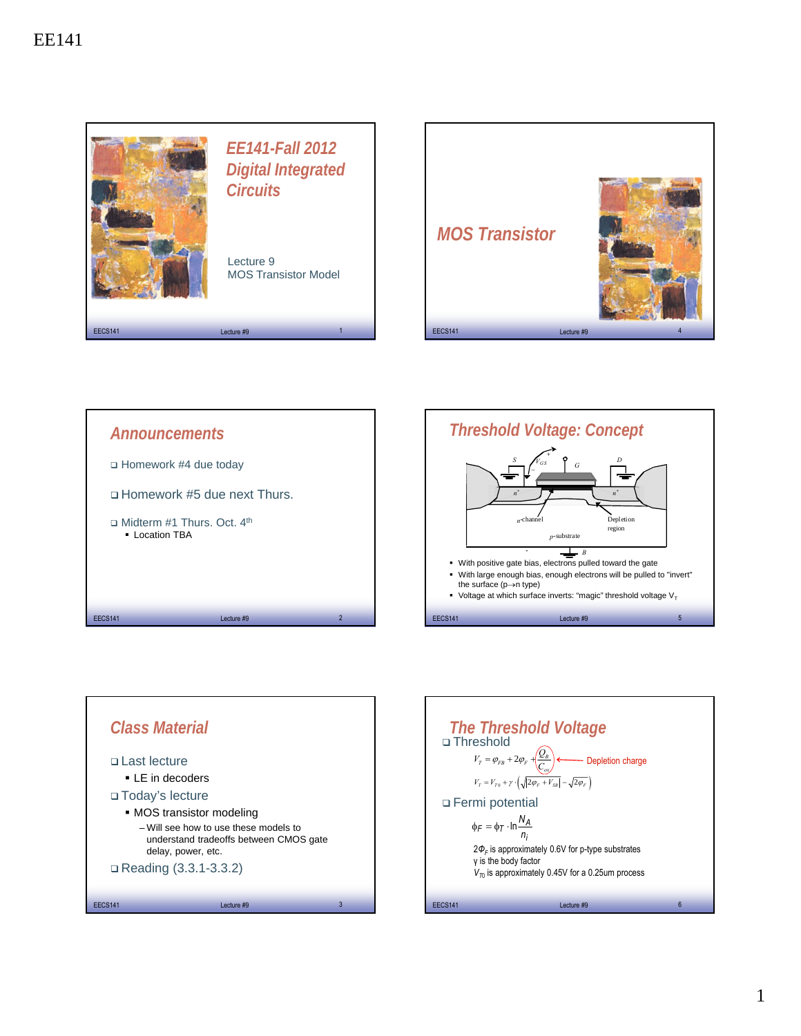EE141

# EE141-Fall 2012 Digital Integrated Circuits

Lecture 9
MOS Transistor Model

## Announcements

- Homework #4 due today
- Homework #5 due next Thurs.
- Midterm #1 Thurs. Oct. 4th
  - Location TBA

## Class Material

- Last lecture
  - LE in decoders
- Today's lecture
  - MOS transistor modeling
    - Will see how to use these models to understand tradeoffs between CMOS gate delay, power, etc.
- Reading (3.3.1-3.3.2)

## MOS Transistor

## Threshold Voltage: Concept

- With positive gate bias, electrons pulled toward the gate
- With large enough bias, enough electrons will be pulled to "invert" the surface (p→n type)
- Voltage at which surface inverts: "magic" threshold voltage $V_T$

## The Threshold Voltage

- Threshold

$$V_T = \varphi_{FB} + 2\varphi_F + \frac{Q_B}{C_{ox}}$$ ← Depletion charge

$$V_T = V_{T0} + \gamma \cdot \left(\sqrt{|2\varphi_F + V_{SB}|} - \sqrt{2\varphi_F}\right)$$

- Fermi potential

$$\phi_F = \phi_T \cdot \ln \frac{N_A}{n_i}$$

$2\Phi_F$ is approximately 0.6V for p-type substrates
$\gamma$ is the body factor
$V_{T0}$ is approximately 0.45V for a 0.25um process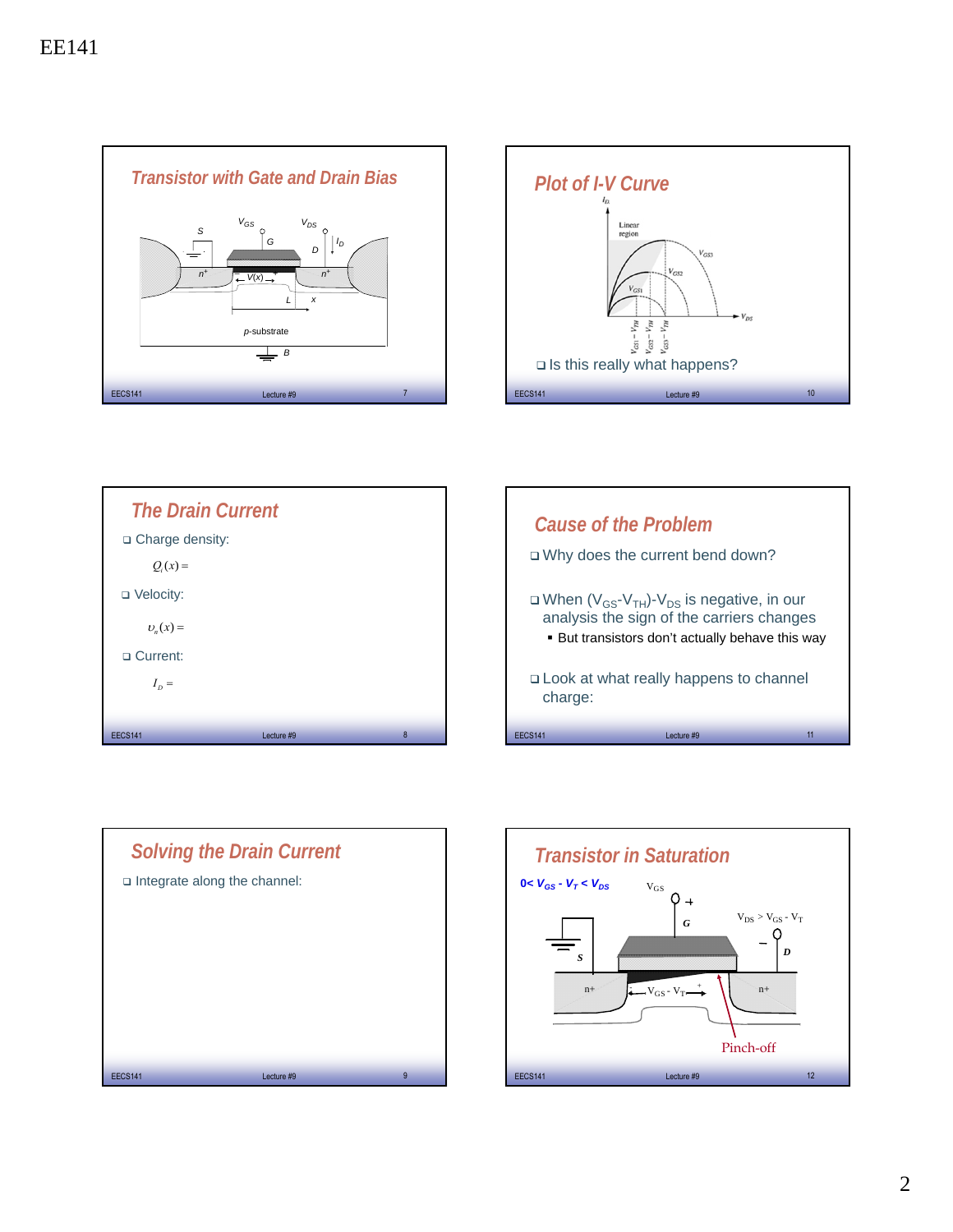## Transistor with Gate and Drain Bias

$V_{GS}$ $V_{DS}$ S G D $I_D$ $n^+$ $V(x)$ $n^+$ L x p-substrate B

## Plot of I-V Curve

$I_D$ Linear region $V_{GS3}$ $V_{GS2}$ $V_{GS1}$ $V_{DS}$ $V_{GS1}-V_{TH}$ $V_{GS2}-V_{TH}$ $V_{GS3}-V_{TH}$

- Is this really what happens?

## The Drain Current

- Charge density:

  $Q_i(x) =$

- Velocity:

  $\upsilon_n(x) =$

- Current:

  $I_D =$

## Cause of the Problem

- Why does the current bend down?
- When $(V_{GS}-V_{TH})-V_{DS}$ is negative, in our analysis the sign of the carriers changes
  - But transistors don't actually behave this way
- Look at what really happens to channel charge:

## Solving the Drain Current

- Integrate along the channel:

## Transistor in Saturation

$0< V_{GS} - V_T < V_{DS}$

$V_{GS}$ + G $V_{DS} > V_{GS} - V_T$ – D S n+ $V_{GS} - V_T$ n+ Pinch-off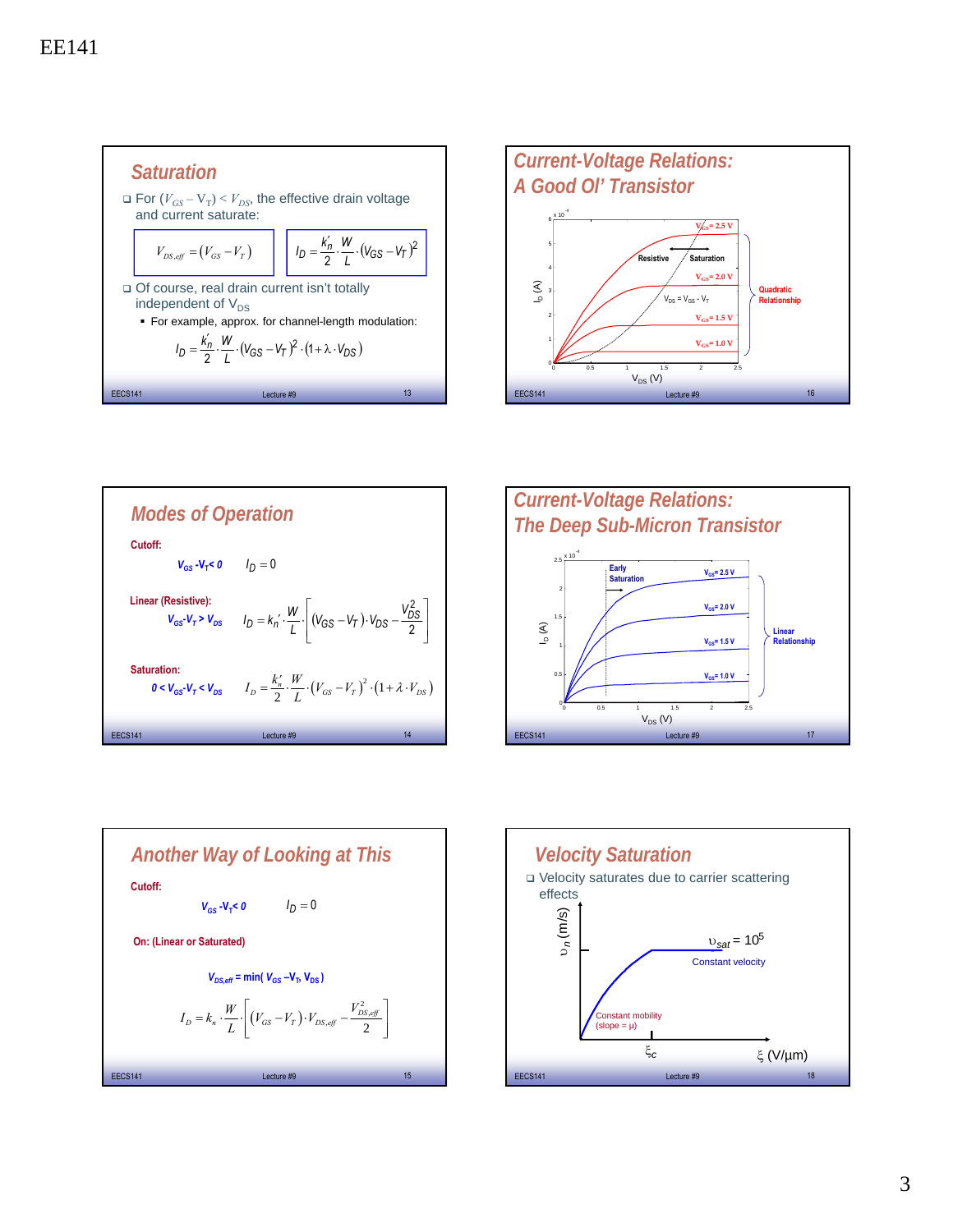## Saturation

- For $(V_{GS} - V_T) < V_{DS}$, the effective drain voltage and current saturate:

$$V_{DS,eff} = (V_{GS} - V_T)$$

$$I_D = \frac{k_n'}{2} \cdot \frac{W}{L} \cdot (V_{GS} - V_T)^2$$

- Of course, real drain current isn't totally independent of $V_{DS}$
  - For example, approx. for channel-length modulation:

$$I_D = \frac{k_n}{2} \cdot \frac{W}{L} \cdot (V_{GS} - V_T)^2 \cdot (1 + \lambda \cdot V_{DS})$$

## Modes of Operation

**Cutoff:**

$V_{GS} - V_T < 0$ $\quad I_D = 0$

**Linear (Resistive):**

$V_{GS} - V_T > V_{DS}$ $\quad I_D = k_n' \cdot \frac{W}{L} \cdot \left[ (V_{GS} - V_T) \cdot V_{DS} - \frac{V_{DS}^2}{2} \right]$

**Saturation:**

$0 < V_{GS} - V_T < V_{DS}$ $\quad I_D = \frac{k_n'}{2} \cdot \frac{W}{L} \cdot (V_{GS} - V_T)^2 \cdot (1 + \lambda \cdot V_{DS})$

## Another Way of Looking at This

**Cutoff:**

$V_{GS} - V_T < 0$ $\quad I_D = 0$

**On: (Linear or Saturated)**

$V_{DS,eff} = \min(V_{GS} - V_T, V_{DS})$

$$I_D = k_n \cdot \frac{W}{L} \cdot \left[ (V_{GS} - V_T) \cdot V_{DS,eff} - \frac{V_{DS,eff}^2}{2} \right]$$

## Current-Voltage Relations: A Good Ol' Transistor

$I_D$ (A) (x $10^{-4}$) vs. $V_{DS}$ (V); curves for $V_{GS} = 2.5$ V, $2.0$ V, $1.5$ V, $1.0$ V. Resistive / Saturation regions separated by $V_{DS} = V_{GS} - V_T$. Quadratic Relationship.

## Current-Voltage Relations: The Deep Sub-Micron Transistor

$I_D$ (A) (x $10^{-4}$) vs. $V_{DS}$ (V); curves for $V_{GS} = 2.5$ V, $2.0$ V, $1.5$ V, $1.0$ V. Early Saturation. Linear Relationship.

## Velocity Saturation

- Velocity saturates due to carrier scattering effects

$\upsilon_n$ (m/s) vs. $\xi$ (V/µm): Constant mobility (slope = µ) up to $\xi_c$; $\upsilon_{sat} = 10^5$, Constant velocity.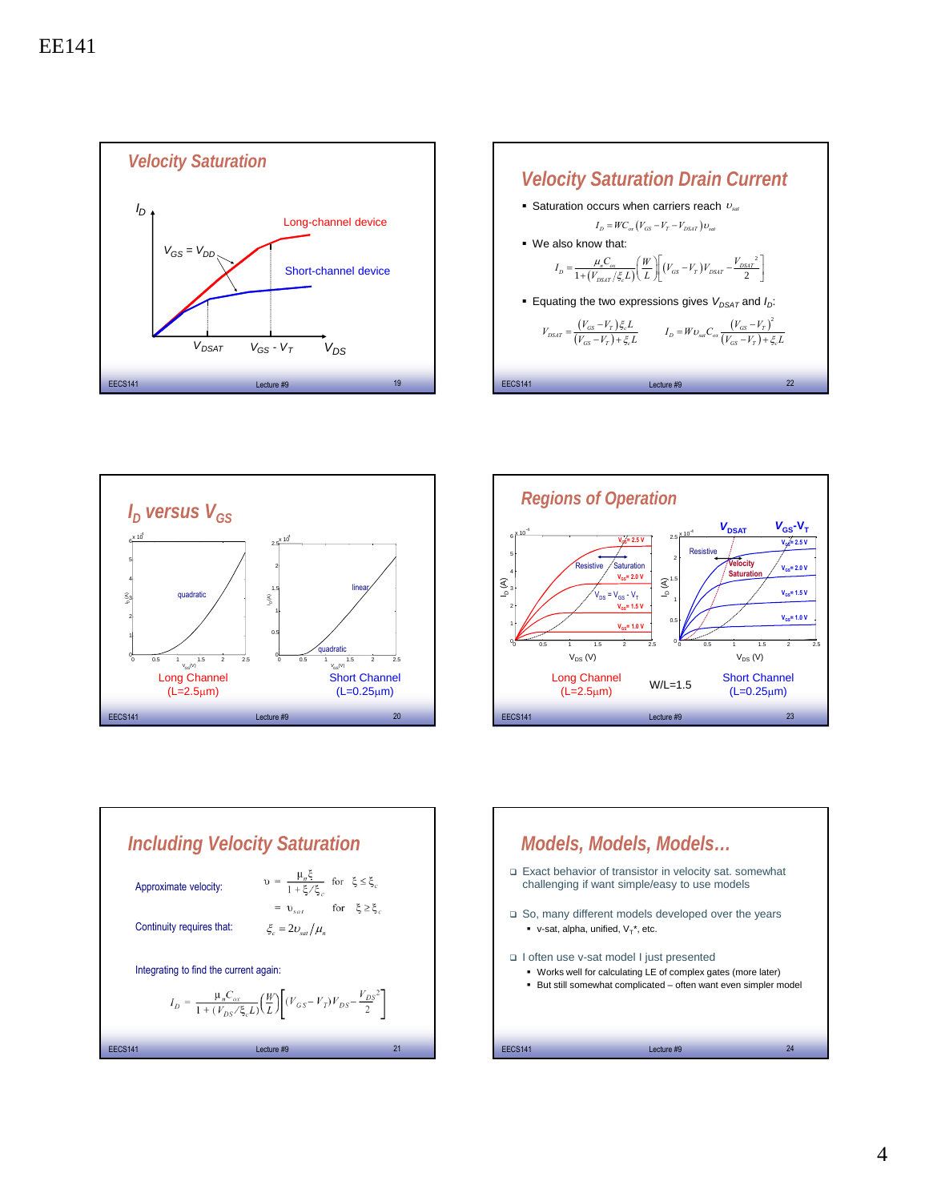## Velocity Saturation

$I_D$

Long-channel device

$V_{GS} = V_{DD}$

Short-channel device

$V_{DSAT}$ $\quad V_{GS} - V_T$ $\quad V_{DS}$

## Velocity Saturation Drain Current

- Saturation occurs when carriers reach $\upsilon_{sat}$

$$I_D = WC_{ox}\left(V_{GS} - V_T - V_{DSAT}\right)\upsilon_{sat}$$

- We also know that:

$$I_D = \frac{\mu_n C_{ox}}{1 + \left(V_{DSAT}/\xi_c L\right)}\left(\frac{W}{L}\right)\left[\left(V_{GS} - V_T\right)V_{DSAT} - \frac{V_{DSAT}^2}{2}\right]$$

- Equating the two expressions gives $V_{DSAT}$ and $I_D$:

$$V_{DSAT} = \frac{\left(V_{GS} - V_T\right)\xi_c L}{\left(V_{GS} - V_T\right) + \xi_c L} \qquad I_D = W\upsilon_{sat}C_{ox}\frac{\left(V_{GS} - V_T\right)^2}{\left(V_{GS} - V_T\right) + \xi_c L}$$

## $I_D$ versus $V_{GS}$

quadratic

Long Channel (L=2.5μm)

linear

quadratic

Short Channel (L=0.25μm)

## Regions of Operation

Resistive / Saturation

$V_{DS} = V_{GS} - V_T$

$V_{GS}$ = 2.5 V, 2.0 V, 1.5 V, 1.0 V

$V_{DS}$ (V)

Long Channel (L=2.5μm)

W/L=1.5

$V_{DSAT}$ $\quad V_{GS}-V_T$

Resistive / Velocity Saturation

$V_{DS}$ (V)

Short Channel (L=0.25μm)

## Including Velocity Saturation

Approximate velocity:

$$\upsilon = \frac{\mu_n \xi}{1 + \xi/\xi_c} \quad \text{for} \quad \xi \le \xi_c$$

$$= \upsilon_{sat} \quad \text{for} \quad \xi \ge \xi_c$$

Continuity requires that:

$$\xi_c = 2\upsilon_{sat}/\mu_n$$

Integrating to find the current again:

$$I_D = \frac{\mu_n C_{ox}}{1 + \left(V_{DS}/\xi_c L\right)}\left(\frac{W}{L}\right)\left[\left(V_{GS} - V_T\right)V_{DS} - \frac{V_{DS}^2}{2}\right]$$

## Models, Models, Models…

- Exact behavior of transistor in velocity sat. somewhat challenging if want simple/easy to use models
- So, many different models developed over the years
  - v-sat, alpha, unified, $V_T$*, etc.
- I often use v-sat model I just presented
  - Works well for calculating LE of complex gates (more later)
  - But still somewhat complicated – often want even simpler model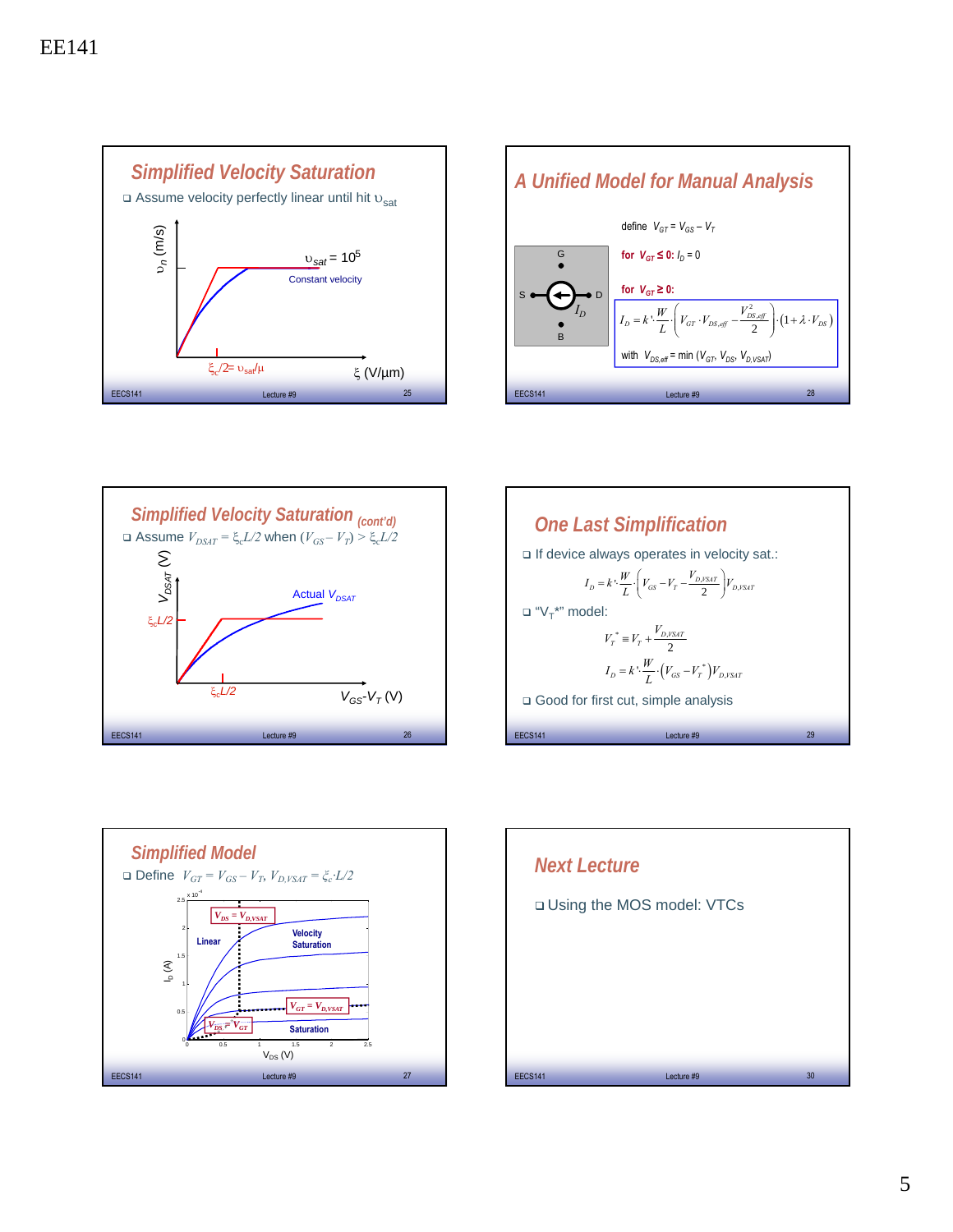EE141

## Simplified Velocity Saturation

- Assume velocity perfectly linear until hit $\upsilon_{sat}$

$\upsilon_n$ (m/s)

$\upsilon_{sat} = 10^5$

Constant velocity

$\xi_c/2 = \upsilon_{sat}/\mu$

$\xi$ (V/µm)

## A Unified Model for Manual Analysis

define $V_{GT} = V_{GS} - V_T$

for $V_{GT} \leq 0$: $I_D = 0$

for $V_{GT} \geq 0$:

$$I_D = k' \cdot \frac{W}{L} \cdot \left( V_{GT} \cdot V_{DS,eff} - \frac{V_{DS,eff}^2}{2} \right) \cdot (1 + \lambda \cdot V_{DS})$$

with $V_{DS,eff} = \min(V_{GT}, V_{DS}, V_{D,VSAT})$

G

S

D

B

$I_D$

## Simplified Velocity Saturation (cont'd)

- Assume $V_{DSAT} = \xi_c L/2$ when $(V_{GS} - V_T) > \xi_c L/2$

$V_{DSAT}$ (V)

Actual $V_{DSAT}$

$\xi_c L/2$

$\xi_c L/2$

$V_{GS}$-$V_T$ (V)

## One Last Simplification

- If device always operates in velocity sat.:

$$I_D = k' \frac{W}{L} \cdot \left( V_{GS} - V_T - \frac{V_{D,VSAT}}{2} \right) V_{D,VSAT}$$

- "$V_T$*" model:

$$V_T^* \equiv V_T + \frac{V_{D,VSAT}}{2}$$

$$I_D = k' \frac{W}{L} \cdot \left( V_{GS} - V_T^* \right) V_{D,VSAT}$$

- Good for first cut, simple analysis

## Simplified Model

- Define $V_{GT} = V_{GS} - V_T$, $V_{D,VSAT} = \xi_c \cdot L/2$

x 10⁻⁴

2.5

2

1.5

1

0.5

0

$I_D$ (A)

$V_{DS} = V_{D,VSAT}$

Linear

Velocity Saturation

$V_{GT} = V_{D,VSAT}$

$V_{DS} = V_{GT}$

Saturation

0

0.5

1

1.5

2

2.5

$V_{DS}$ (V)

## Next Lecture

- Using the MOS model: VTCs